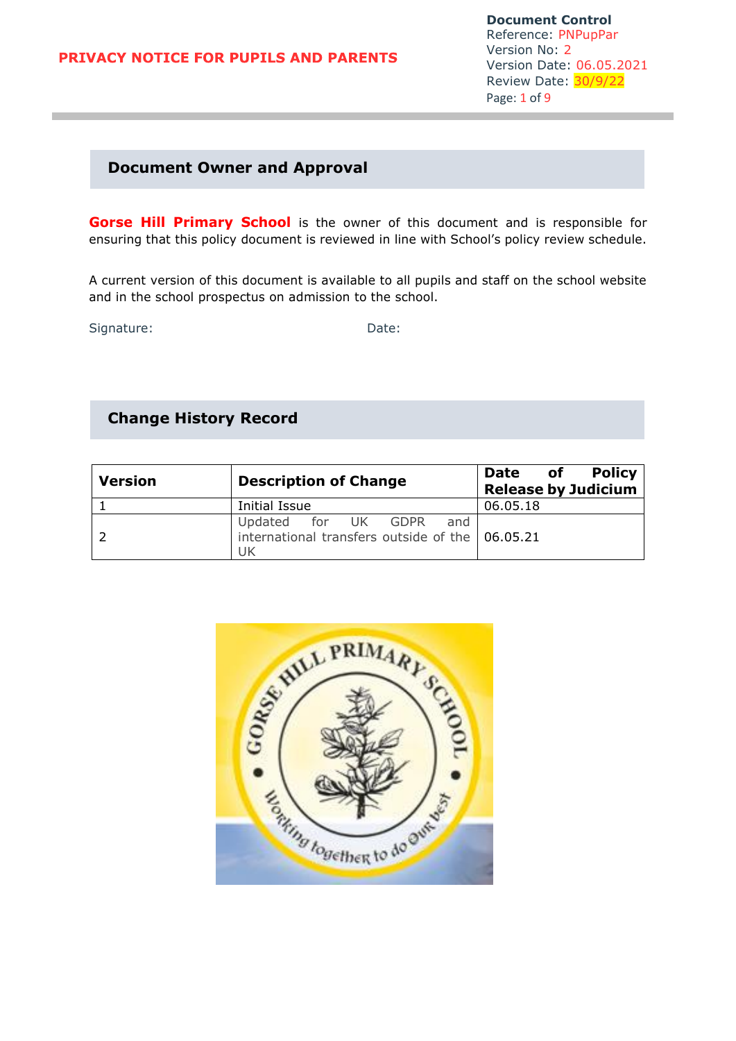# PRIVACY NOTICE FOR PUPILS AND PARENTS

**Document Control**
Reference: PNPupPar
Version No: 2
Version Date: 06.05.2021
Review Date: 30/9/22

## Document Owner and Approval

**Gorse Hill Primary School** is the owner of this document and is responsible for ensuring that this policy document is reviewed in line with School's policy review schedule.

A current version of this document is available to all pupils and staff on the school website and in the school prospectus on admission to the school.

Signature: Date:

## Change History Record

| Version | Description of Change | Date of Policy Release by Judicium |
|---|---|---|
| 1 | Initial Issue | 06.05.18 |
| 2 | Updated for UK GDPR and international transfers outside of the UK | 06.05.21 |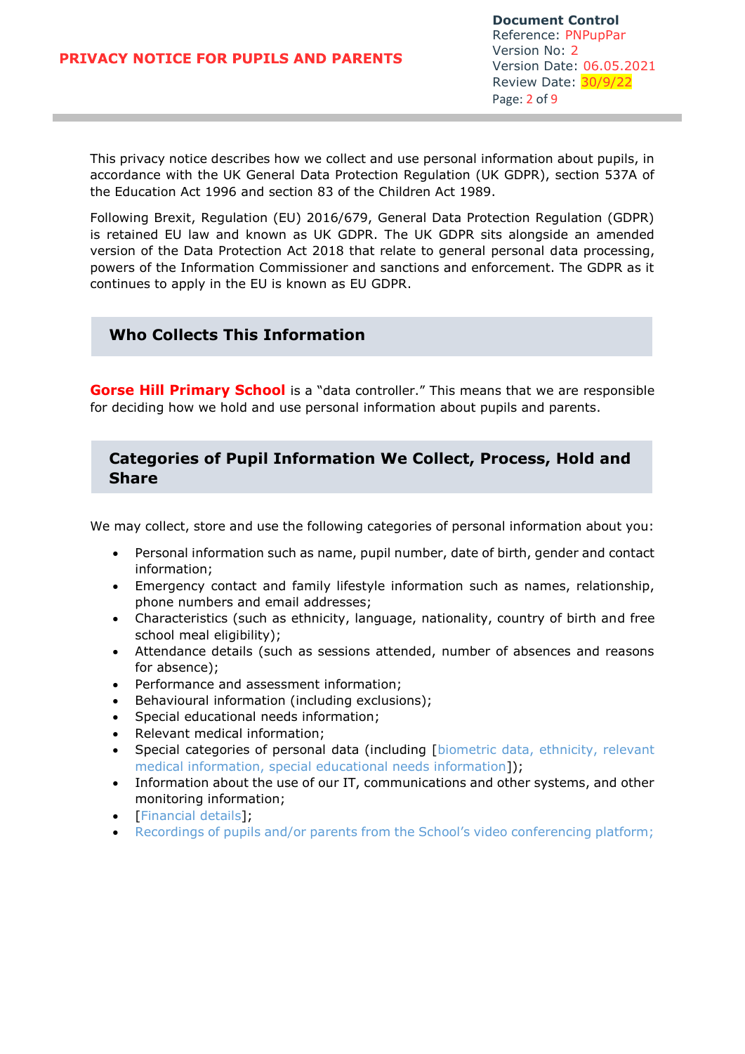This privacy notice describes how we collect and use personal information about pupils, in accordance with the UK General Data Protection Regulation (UK GDPR), section 537A of the Education Act 1996 and section 83 of the Children Act 1989.

Following Brexit, Regulation (EU) 2016/679, General Data Protection Regulation (GDPR) is retained EU law and known as UK GDPR. The UK GDPR sits alongside an amended version of the Data Protection Act 2018 that relate to general personal data processing, powers of the Information Commissioner and sanctions and enforcement. The GDPR as it continues to apply in the EU is known as EU GDPR.

## Who Collects This Information

**Gorse Hill Primary School** is a "data controller." This means that we are responsible for deciding how we hold and use personal information about pupils and parents.

## Categories of Pupil Information We Collect, Process, Hold and Share

We may collect, store and use the following categories of personal information about you:

- Personal information such as name, pupil number, date of birth, gender and contact information;
- Emergency contact and family lifestyle information such as names, relationship, phone numbers and email addresses;
- Characteristics (such as ethnicity, language, nationality, country of birth and free school meal eligibility);
- Attendance details (such as sessions attended, number of absences and reasons for absence);
- Performance and assessment information;
- Behavioural information (including exclusions);
- Special educational needs information;
- Relevant medical information;
- Special categories of personal data (including [biometric data, ethnicity, relevant medical information, special educational needs information]);
- Information about the use of our IT, communications and other systems, and other monitoring information;
- [Financial details];
- Recordings of pupils and/or parents from the School's video conferencing platform;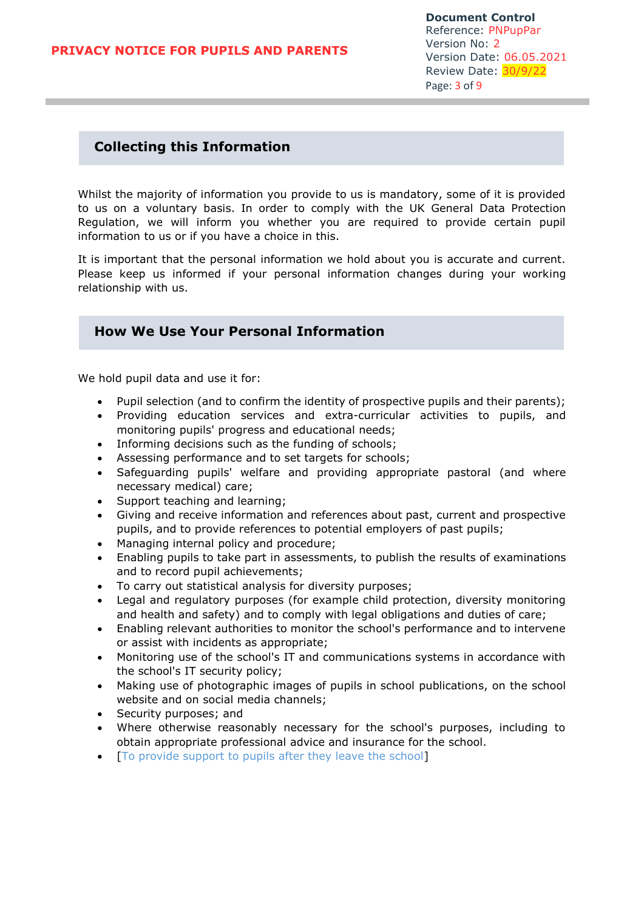## Collecting this Information

Whilst the majority of information you provide to us is mandatory, some of it is provided to us on a voluntary basis. In order to comply with the UK General Data Protection Regulation, we will inform you whether you are required to provide certain pupil information to us or if you have a choice in this.

It is important that the personal information we hold about you is accurate and current. Please keep us informed if your personal information changes during your working relationship with us.

## How We Use Your Personal Information

We hold pupil data and use it for:

- Pupil selection (and to confirm the identity of prospective pupils and their parents);
- Providing education services and extra-curricular activities to pupils, and monitoring pupils' progress and educational needs;
- Informing decisions such as the funding of schools;
- Assessing performance and to set targets for schools;
- Safeguarding pupils' welfare and providing appropriate pastoral (and where necessary medical) care;
- Support teaching and learning;
- Giving and receive information and references about past, current and prospective pupils, and to provide references to potential employers of past pupils;
- Managing internal policy and procedure;
- Enabling pupils to take part in assessments, to publish the results of examinations and to record pupil achievements;
- To carry out statistical analysis for diversity purposes;
- Legal and regulatory purposes (for example child protection, diversity monitoring and health and safety) and to comply with legal obligations and duties of care;
- Enabling relevant authorities to monitor the school's performance and to intervene or assist with incidents as appropriate;
- Monitoring use of the school's IT and communications systems in accordance with the school's IT security policy;
- Making use of photographic images of pupils in school publications, on the school website and on social media channels;
- Security purposes; and
- Where otherwise reasonably necessary for the school's purposes, including to obtain appropriate professional advice and insurance for the school.
- [To provide support to pupils after they leave the school]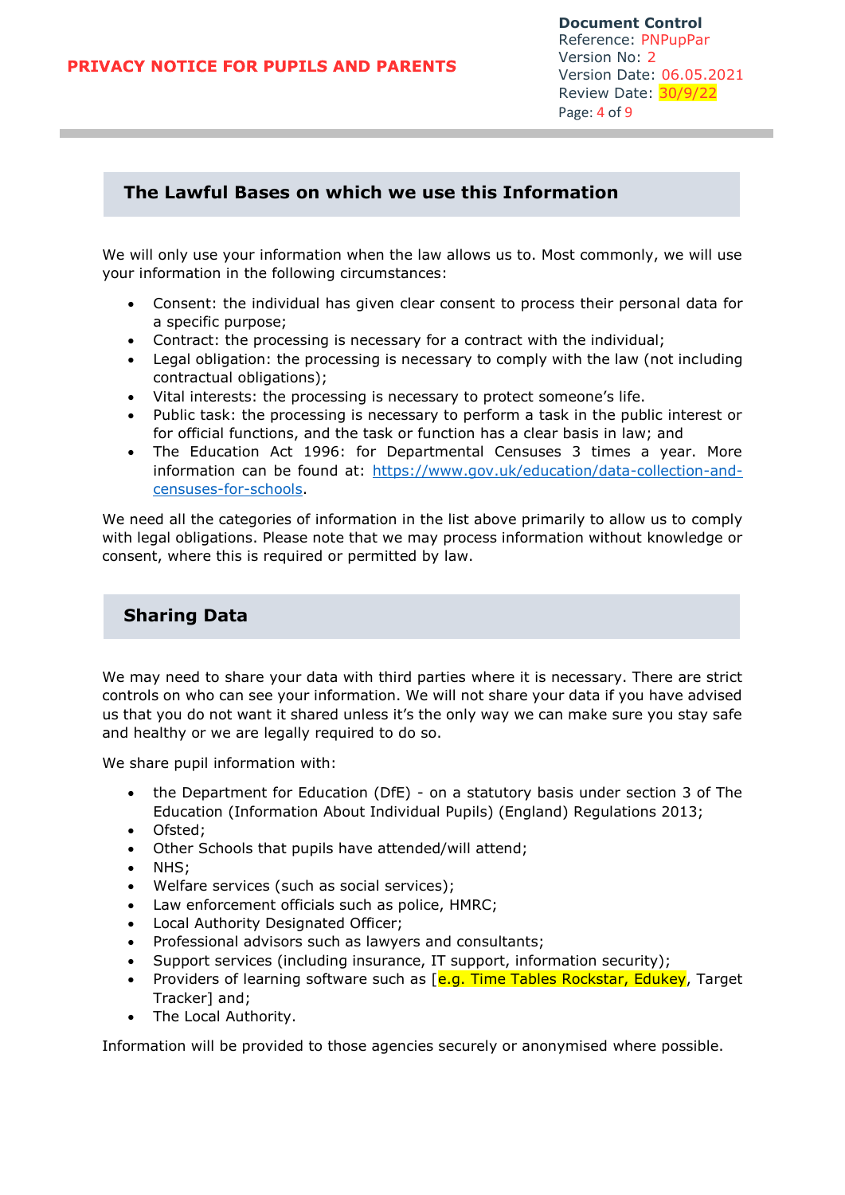## The Lawful Bases on which we use this Information

We will only use your information when the law allows us to. Most commonly, we will use your information in the following circumstances:

- Consent: the individual has given clear consent to process their personal data for a specific purpose;
- Contract: the processing is necessary for a contract with the individual;
- Legal obligation: the processing is necessary to comply with the law (not including contractual obligations);
- Vital interests: the processing is necessary to protect someone's life.
- Public task: the processing is necessary to perform a task in the public interest or for official functions, and the task or function has a clear basis in law; and
- The Education Act 1996: for Departmental Censuses 3 times a year. More information can be found at: https://www.gov.uk/education/data-collection-and-censuses-for-schools.

We need all the categories of information in the list above primarily to allow us to comply with legal obligations. Please note that we may process information without knowledge or consent, where this is required or permitted by law.

## Sharing Data

We may need to share your data with third parties where it is necessary. There are strict controls on who can see your information. We will not share your data if you have advised us that you do not want it shared unless it's the only way we can make sure you stay safe and healthy or we are legally required to do so.

We share pupil information with:

- the Department for Education (DfE) - on a statutory basis under section 3 of The Education (Information About Individual Pupils) (England) Regulations 2013;
- Ofsted;
- Other Schools that pupils have attended/will attend;
- NHS;
- Welfare services (such as social services);
- Law enforcement officials such as police, HMRC;
- Local Authority Designated Officer;
- Professional advisors such as lawyers and consultants;
- Support services (including insurance, IT support, information security);
- Providers of learning software such as [e.g. Time Tables Rockstar, Edukey, Target Tracker] and;
- The Local Authority.

Information will be provided to those agencies securely or anonymised where possible.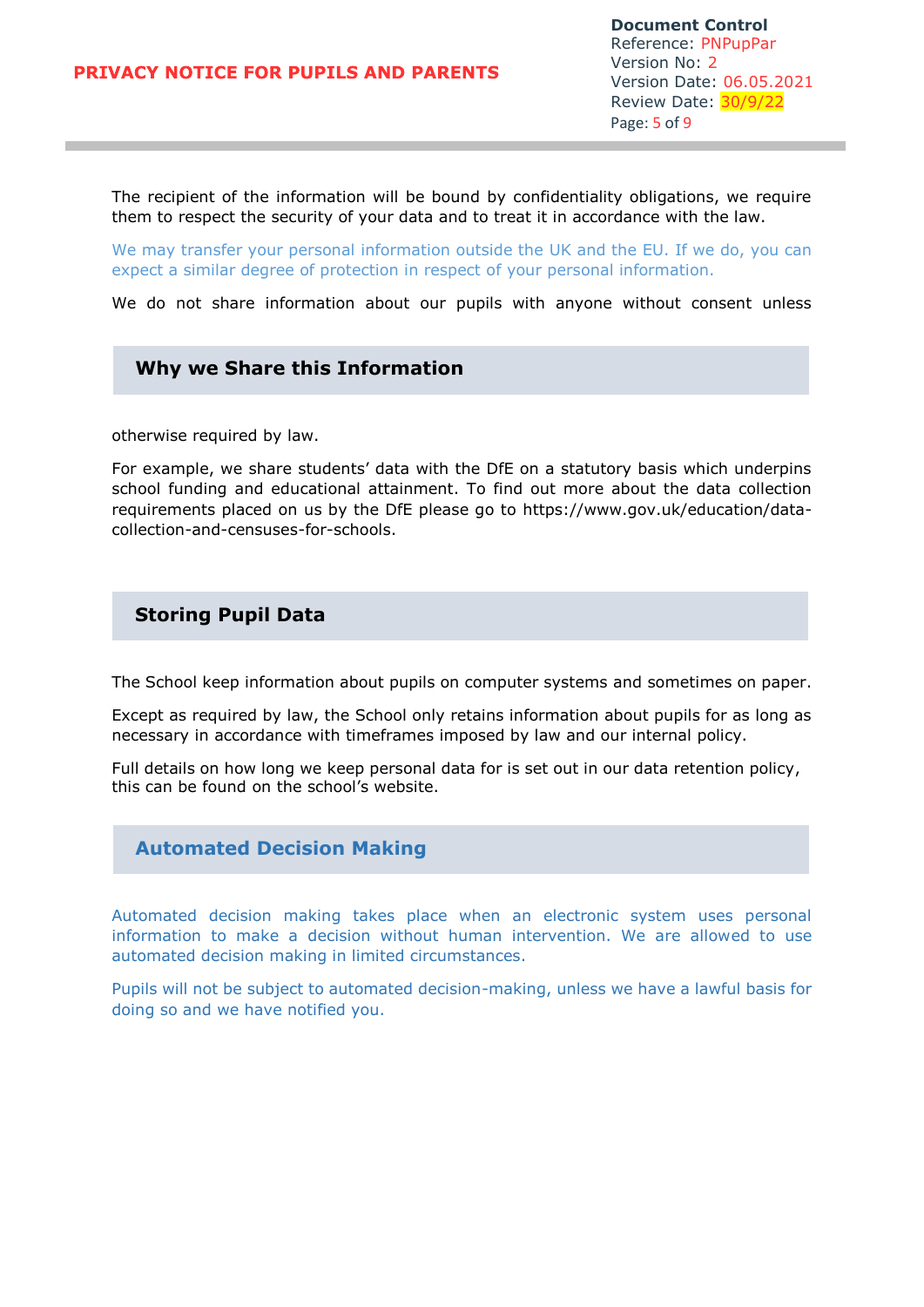The recipient of the information will be bound by confidentiality obligations, we require them to respect the security of your data and to treat it in accordance with the law.

We may transfer your personal information outside the UK and the EU. If we do, you can expect a similar degree of protection in respect of your personal information.

We do not share information about our pupils with anyone without consent unless

## Why we Share this Information

otherwise required by law.

For example, we share students' data with the DfE on a statutory basis which underpins school funding and educational attainment. To find out more about the data collection requirements placed on us by the DfE please go to https://www.gov.uk/education/data-collection-and-censuses-for-schools.

## Storing Pupil Data

The School keep information about pupils on computer systems and sometimes on paper.

Except as required by law, the School only retains information about pupils for as long as necessary in accordance with timeframes imposed by law and our internal policy.

Full details on how long we keep personal data for is set out in our data retention policy, this can be found on the school's website.

## Automated Decision Making

Automated decision making takes place when an electronic system uses personal information to make a decision without human intervention. We are allowed to use automated decision making in limited circumstances.

Pupils will not be subject to automated decision-making, unless we have a lawful basis for doing so and we have notified you.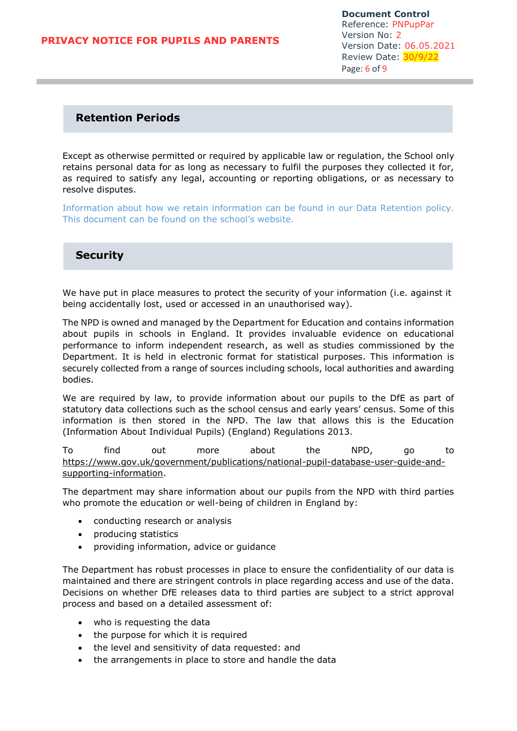## Retention Periods

Except as otherwise permitted or required by applicable law or regulation, the School only retains personal data for as long as necessary to fulfil the purposes they collected it for, as required to satisfy any legal, accounting or reporting obligations, or as necessary to resolve disputes.

Information about how we retain information can be found in our Data Retention policy. This document can be found on the school's website.

## Security

We have put in place measures to protect the security of your information (i.e. against it being accidentally lost, used or accessed in an unauthorised way).

The NPD is owned and managed by the Department for Education and contains information about pupils in schools in England. It provides invaluable evidence on educational performance to inform independent research, as well as studies commissioned by the Department. It is held in electronic format for statistical purposes. This information is securely collected from a range of sources including schools, local authorities and awarding bodies.

We are required by law, to provide information about our pupils to the DfE as part of statutory data collections such as the school census and early years' census. Some of this information is then stored in the NPD. The law that allows this is the Education (Information About Individual Pupils) (England) Regulations 2013.

To find out more about the NPD, go to https://www.gov.uk/government/publications/national-pupil-database-user-guide-and-supporting-information.

The department may share information about our pupils from the NPD with third parties who promote the education or well-being of children in England by:

- conducting research or analysis
- producing statistics
- providing information, advice or guidance

The Department has robust processes in place to ensure the confidentiality of our data is maintained and there are stringent controls in place regarding access and use of the data. Decisions on whether DfE releases data to third parties are subject to a strict approval process and based on a detailed assessment of:

- who is requesting the data
- the purpose for which it is required
- the level and sensitivity of data requested: and
- the arrangements in place to store and handle the data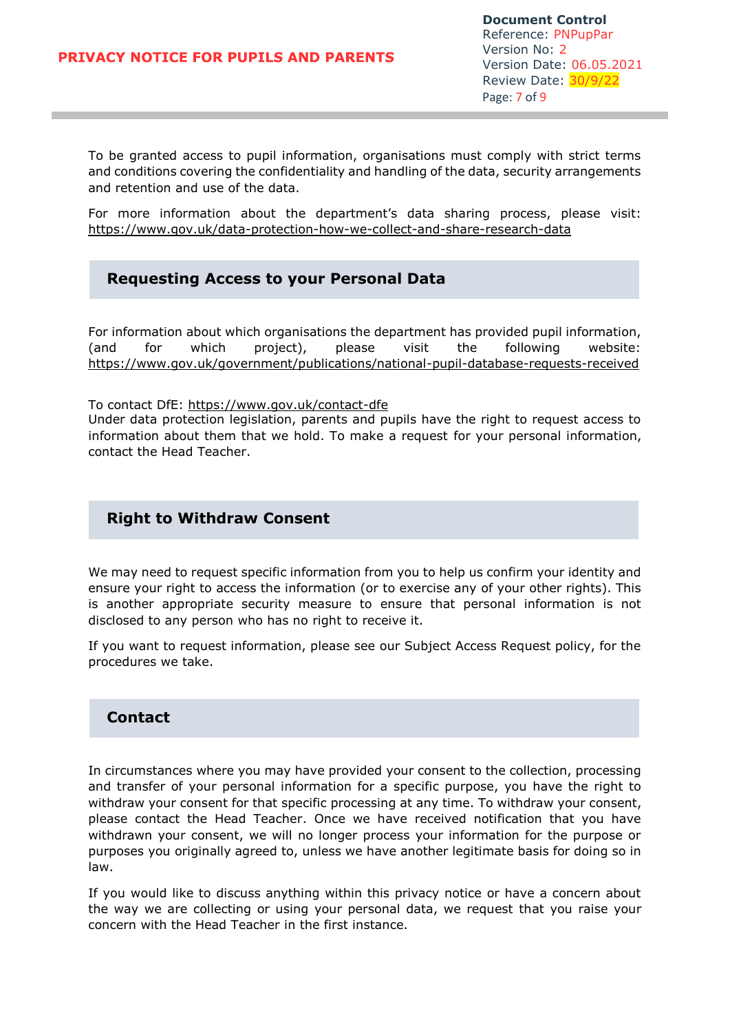To be granted access to pupil information, organisations must comply with strict terms and conditions covering the confidentiality and handling of the data, security arrangements and retention and use of the data.

For more information about the department's data sharing process, please visit: https://www.gov.uk/data-protection-how-we-collect-and-share-research-data

## Requesting Access to your Personal Data

For information about which organisations the department has provided pupil information, (and for which project), please visit the following website: https://www.gov.uk/government/publications/national-pupil-database-requests-received

To contact DfE: https://www.gov.uk/contact-dfe
Under data protection legislation, parents and pupils have the right to request access to information about them that we hold. To make a request for your personal information, contact the Head Teacher.

## Right to Withdraw Consent

We may need to request specific information from you to help us confirm your identity and ensure your right to access the information (or to exercise any of your other rights). This is another appropriate security measure to ensure that personal information is not disclosed to any person who has no right to receive it.

If you want to request information, please see our Subject Access Request policy, for the procedures we take.

## Contact

In circumstances where you may have provided your consent to the collection, processing and transfer of your personal information for a specific purpose, you have the right to withdraw your consent for that specific processing at any time. To withdraw your consent, please contact the Head Teacher. Once we have received notification that you have withdrawn your consent, we will no longer process your information for the purpose or purposes you originally agreed to, unless we have another legitimate basis for doing so in law.

If you would like to discuss anything within this privacy notice or have a concern about the way we are collecting or using your personal data, we request that you raise your concern with the Head Teacher in the first instance.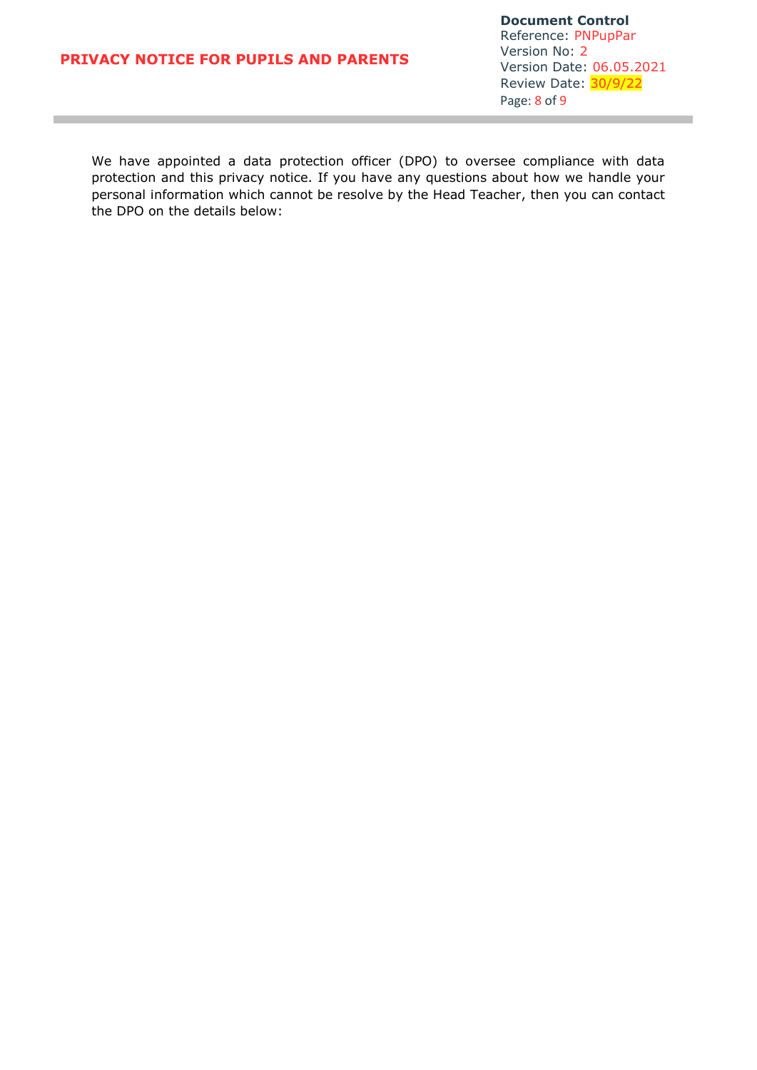We have appointed a data protection officer (DPO) to oversee compliance with data protection and this privacy notice. If you have any questions about how we handle your personal information which cannot be resolve by the Head Teacher, then you can contact the DPO on the details below: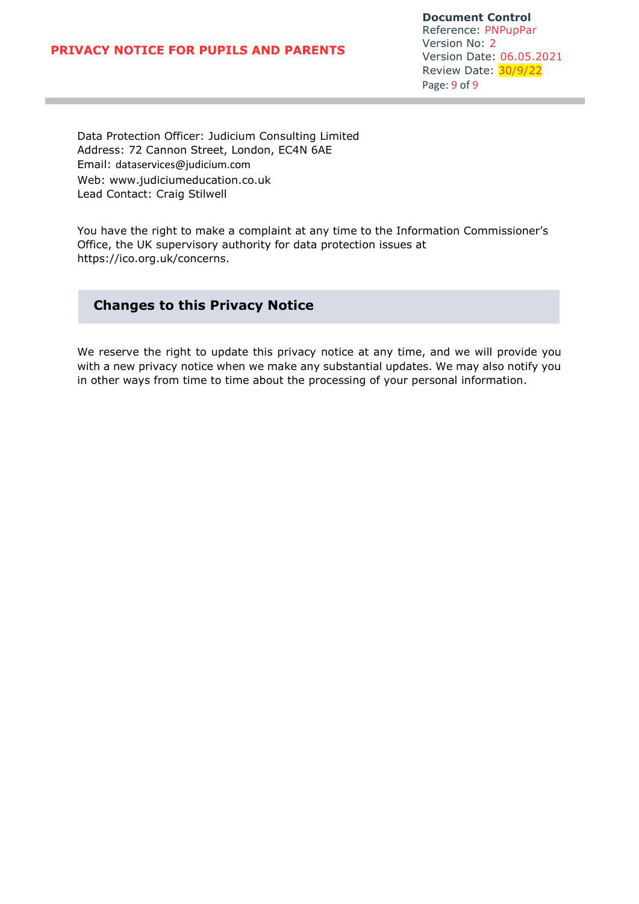Data Protection Officer: Judicium Consulting Limited
Address: 72 Cannon Street, London, EC4N 6AE
Email: dataservices@judicium.com
Web: www.judiciumeducation.co.uk
Lead Contact: Craig Stilwell

You have the right to make a complaint at any time to the Information Commissioner's Office, the UK supervisory authority for data protection issues at https://ico.org.uk/concerns.

## Changes to this Privacy Notice

We reserve the right to update this privacy notice at any time, and we will provide you with a new privacy notice when we make any substantial updates. We may also notify you in other ways from time to time about the processing of your personal information.